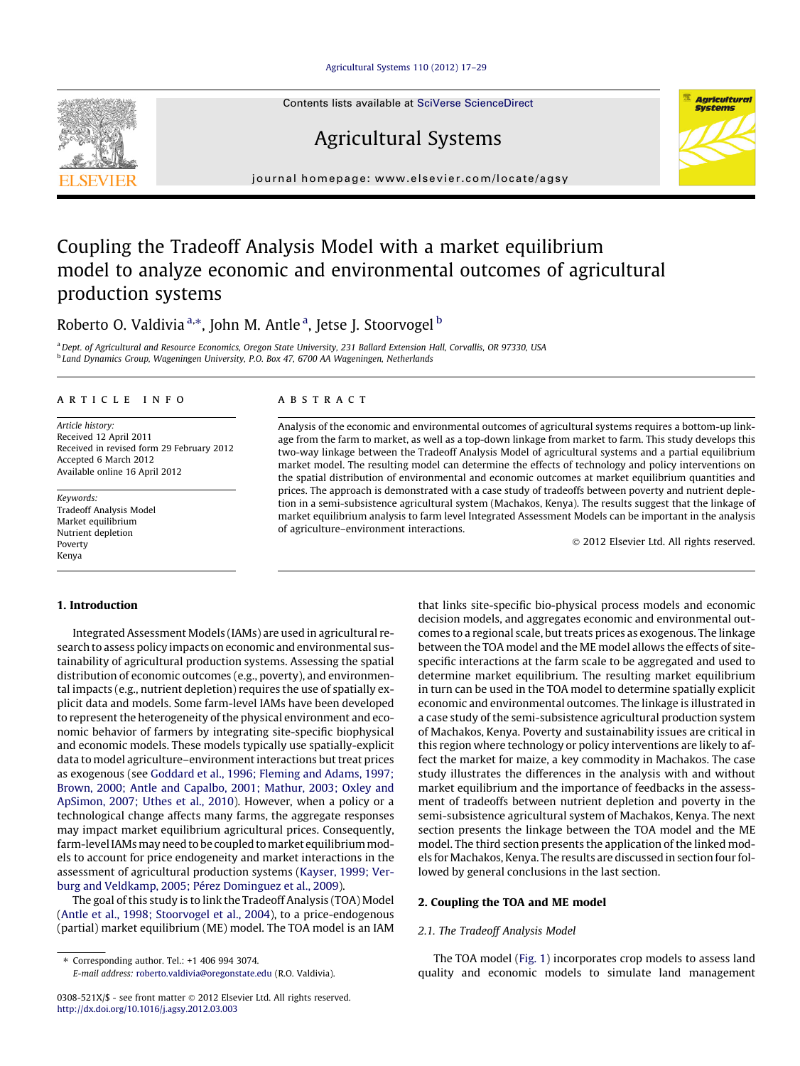# Coupling the Tradeoff Analysis Model with a market equilibrium model to analyze economic and environmental outcomes of agricultural production systems

Roberto O. Valdivia [a,*], John M. Antle [a], Jetse J. Stoorvogel [b]

[a] Dept. of Agricultural and Resource Economics, Oregon State University, 231 Ballard Extension Hall, Corvallis, OR 97330, USA
[b] Land Dynamics Group, Wageningen University, P.O. Box 47, 6700 AA Wageningen, Netherlands

## ARTICLE INFO

*Article history:*
Received 12 April 2011
Received in revised form 29 February 2012
Accepted 6 March 2012
Available online 16 April 2012

*Keywords:*
Tradeoff Analysis Model
Market equilibrium
Nutrient depletion
Poverty
Kenya

## ABSTRACT

Analysis of the economic and environmental outcomes of agricultural systems requires a bottom-up linkage from the farm to market, as well as a top-down linkage from market to farm. This study develops this two-way linkage between the Tradeoff Analysis Model of agricultural systems and a partial equilibrium market model. The resulting model can determine the effects of technology and policy interventions on the spatial distribution of environmental and economic outcomes at market equilibrium quantities and prices. The approach is demonstrated with a case study of tradeoffs between poverty and nutrient depletion in a semi-subsistence agricultural system (Machakos, Kenya). The results suggest that the linkage of market equilibrium analysis to farm level Integrated Assessment Models can be important in the analysis of agriculture–environment interactions.

© 2012 Elsevier Ltd. All rights reserved.

## 1. Introduction

Integrated Assessment Models (IAMs) are used in agricultural research to assess policy impacts on economic and environmental sustainability of agricultural production systems. Assessing the spatial distribution of economic outcomes (e.g., poverty), and environmental impacts (e.g., nutrient depletion) requires the use of spatially explicit data and models. Some farm-level IAMs have been developed to represent the heterogeneity of the physical environment and economic behavior of farmers by integrating site-specific biophysical and economic models. These models typically use spatially-explicit data to model agriculture–environment interactions but treat prices as exogenous (see Goddard et al., 1996; Fleming and Adams, 1997; Brown, 2000; Antle and Capalbo, 2001; Mathur, 2003; Oxley and ApSimon, 2007; Uthes et al., 2010). However, when a policy or a technological change affects many farms, the aggregate responses may impact market equilibrium agricultural prices. Consequently, farm-level IAMs may need to be coupled to market equilibrium models to account for price endogeneity and market interactions in the assessment of agricultural production systems (Kayser, 1999; Verburg and Veldkamp, 2005; Pérez Dominguez et al., 2009).

The goal of this study is to link the Tradeoff Analysis (TOA) Model (Antle et al., 1998; Stoorvogel et al., 2004), to a price-endogenous (partial) market equilibrium (ME) model. The TOA model is an IAM that links site-specific bio-physical process models and economic decision models, and aggregates economic and environmental outcomes to a regional scale, but treats prices as exogenous. The linkage between the TOA model and the ME model allows the effects of site-specific interactions at the farm scale to be aggregated and used to determine market equilibrium. The resulting market equilibrium in turn can be used in the TOA model to determine spatially explicit economic and environmental outcomes. The linkage is illustrated in a case study of the semi-subsistence agricultural production system of Machakos, Kenya. Poverty and sustainability issues are critical in this region where technology or policy interventions are likely to affect the market for maize, a key commodity in Machakos. The case study illustrates the differences in the analysis with and without market equilibrium and the importance of feedbacks in the assessment of tradeoffs between nutrient depletion and poverty in the semi-subsistence agricultural system of Machakos, Kenya. The next section presents the linkage between the TOA model and the ME model. The third section presents the application of the linked models for Machakos, Kenya. The results are discussed in section four followed by general conclusions in the last section.

## 2. Coupling the TOA and ME model

### 2.1. The Tradeoff Analysis Model

The TOA model (Fig. 1) incorporates crop models to assess land quality and economic models to simulate land management

* Corresponding author. Tel.: +1 406 994 3074.
E-mail address: roberto.valdivia@oregonstate.edu (R.O. Valdivia).

0308-521X/$ - see front matter © 2012 Elsevier Ltd. All rights reserved.
http://dx.doi.org/10.1016/j.agsy.2012.03.003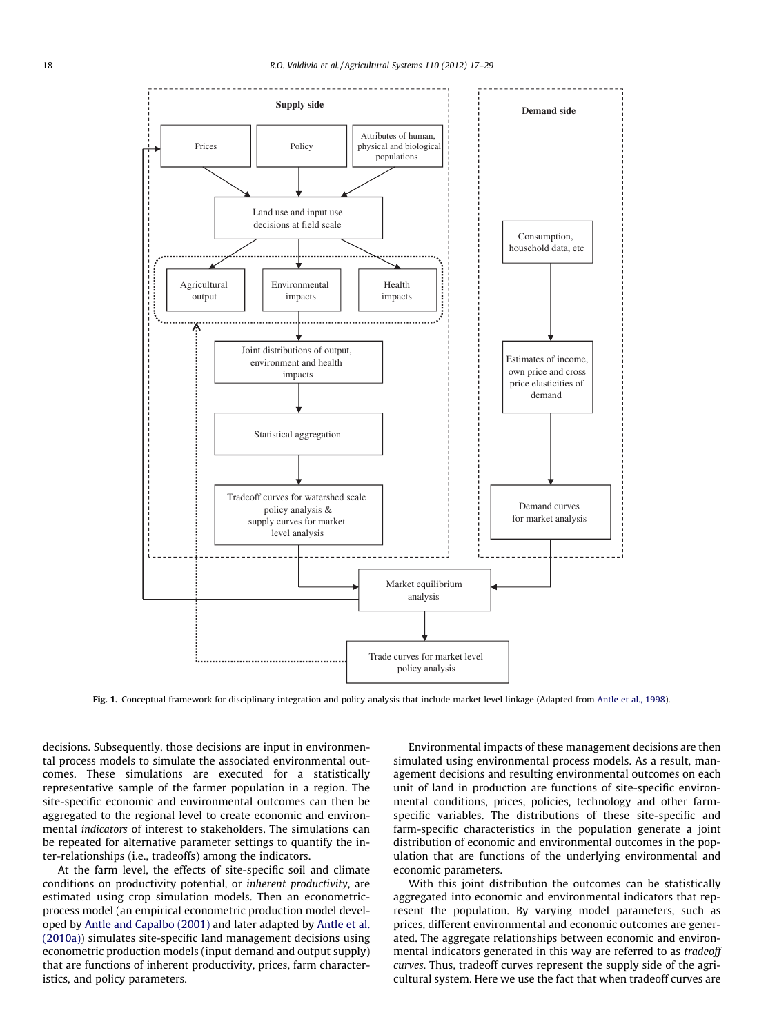**Fig. 1.** Conceptual framework for disciplinary integration and policy analysis that include market level linkage (Adapted from Antle et al., 1998).

decisions. Subsequently, those decisions are input in environmental process models to simulate the associated environmental outcomes. These simulations are executed for a statistically representative sample of the farmer population in a region. The site-specific economic and environmental outcomes can then be aggregated to the regional level to create economic and environmental *indicators* of interest to stakeholders. The simulations can be repeated for alternative parameter settings to quantify the inter-relationships (i.e., tradeoffs) among the indicators.

At the farm level, the effects of site-specific soil and climate conditions on productivity potential, or *inherent productivity*, are estimated using crop simulation models. Then an econometric-process model (an empirical econometric production model developed by Antle and Capalbo (2001) and later adapted by Antle et al. (2010a)) simulates site-specific land management decisions using econometric production models (input demand and output supply) that are functions of inherent productivity, prices, farm characteristics, and policy parameters.

Environmental impacts of these management decisions are then simulated using environmental process models. As a result, management decisions and resulting environmental outcomes on each unit of land in production are functions of site-specific environmental conditions, prices, policies, technology and other farm-specific variables. The distributions of these site-specific and farm-specific characteristics in the population generate a joint distribution of economic and environmental outcomes in the population that are functions of the underlying environmental and economic parameters.

With this joint distribution the outcomes can be statistically aggregated into economic and environmental indicators that represent the population. By varying model parameters, such as prices, different environmental and economic outcomes are generated. The aggregate relationships between economic and environmental indicators generated in this way are referred to as *tradeoff curves.* Thus, tradeoff curves represent the supply side of the agricultural system. Here we use the fact that when tradeoff curves are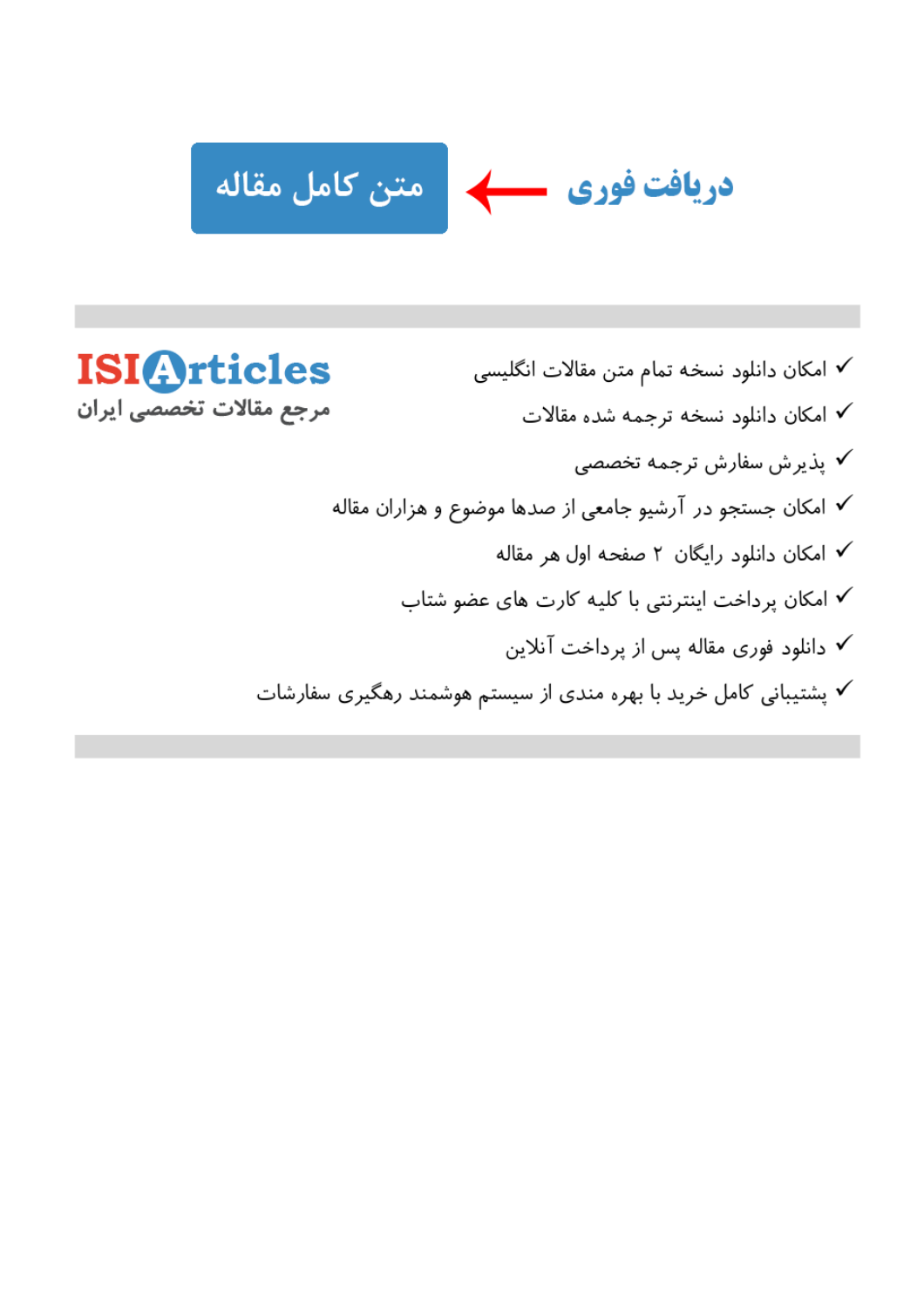دریافت فوری ← متن کامل مقاله

**ISIArticles**
مرجع مقالات تخصصی ایران

- ✓ امکان دانلود نسخه تمام متن مقالات انگلیسی
- ✓ امکان دانلود نسخه ترجمه شده مقالات
- ✓ پذیرش سفارش ترجمه تخصصی
- ✓ امکان جستجو در آرشیو جامعی از صدها موضوع و هزاران مقاله
- ✓ امکان دانلود رایگان ۲ صفحه اول هر مقاله
- ✓ امکان پرداخت اینترنتی با کلیه کارت های عضو شتاب
- ✓ دانلود فوری مقاله پس از پرداخت آنلاین
- ✓ پشتیبانی کامل خرید با بهره مندی از سیستم هوشمند رهگیری سفارشات